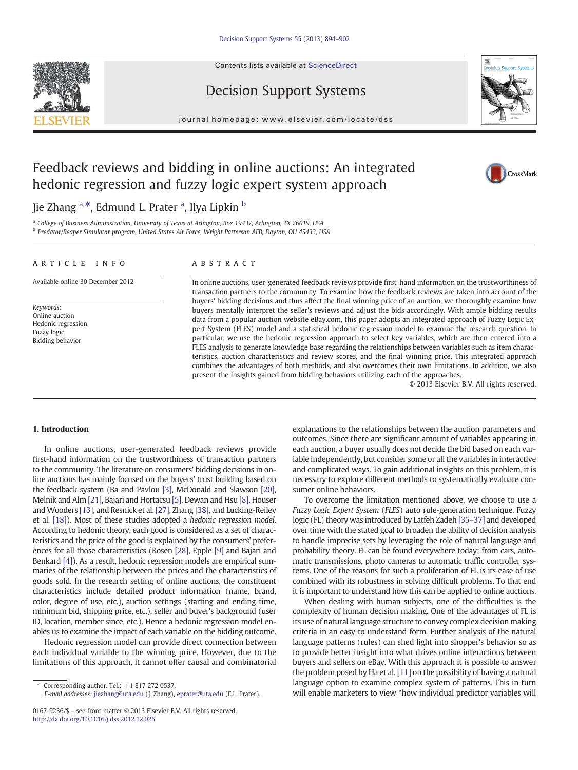# Feedback reviews and bidding in online auctions: An integrated hedonic regression and fuzzy logic expert system approach

Jie Zhang [a,*], Edmund L. Prater [a], Ilya Lipkin [b]

[a] College of Business Administration, University of Texas at Arlington, Box 19437, Arlington, TX 76019, USA
[b] Predator/Reaper Simulator program, United States Air Force, Wright Patterson AFB, Dayton, OH 45433, USA

## ARTICLE INFO

Available online 30 December 2012

*Keywords:*
Online auction
Hedonic regression
Fuzzy logic
Bidding behavior

## ABSTRACT

In online auctions, user-generated feedback reviews provide first-hand information on the trustworthiness of transaction partners to the community. To examine how the feedback reviews are taken into account of the buyers' bidding decisions and thus affect the final winning price of an auction, we thoroughly examine how buyers mentally interpret the seller's reviews and adjust the bids accordingly. With ample bidding results data from a popular auction website eBay.com, this paper adopts an integrated approach of Fuzzy Logic Expert System (FLES) model and a statistical hedonic regression model to examine the research question. In particular, we use the hedonic regression approach to select key variables, which are then entered into a FLES analysis to generate knowledge base regarding the relationships between variables such as item characteristics, auction characteristics and review scores, and the final winning price. This integrated approach combines the advantages of both methods, and also overcomes their own limitations. In addition, we also present the insights gained from bidding behaviors utilizing each of the approaches.

© 2013 Elsevier B.V. All rights reserved.

## 1. Introduction

In online auctions, user-generated feedback reviews provide first-hand information on the trustworthiness of transaction partners to the community. The literature on consumers' bidding decisions in online auctions has mainly focused on the buyers' trust building based on the feedback system (Ba and Pavlou [3], McDonald and Slawson [20], Melnik and Alm [21], Bajari and Hortacsu [5], Dewan and Hsu [8], Houser and Wooders [13], and Resnick et al. [27], Zhang [38], and Lucking-Reiley et al. [18]). Most of these studies adopted a *hedonic regression model*. According to hedonic theory, each good is considered as a set of characteristics and the price of the good is explained by the consumers' preferences for all those characteristics (Rosen [28], Epple [9] and Bajari and Benkard [4]). As a result, hedonic regression models are empirical summaries of the relationship between the prices and the characteristics of goods sold. In the research setting of online auctions, the constituent characteristics include detailed product information (name, brand, color, degree of use, etc.), auction settings (starting and ending time, minimum bid, shipping price, etc.), seller and buyer's background (user ID, location, member since, etc.). Hence a hedonic regression model enables us to examine the impact of each variable on the bidding outcome.

Hedonic regression model can provide direct connection between each individual variable to the winning price. However, due to the limitations of this approach, it cannot offer causal and combinatorial explanations to the relationships between the auction parameters and outcomes. Since there are significant amount of variables appearing in each auction, a buyer usually does not decide the bid based on each variable independently, but consider some or all the variables in interactive and complicated ways. To gain additional insights on this problem, it is necessary to explore different methods to systematically evaluate consumer online behaviors.

To overcome the limitation mentioned above, we choose to use a *Fuzzy Logic Expert System* (*FLES*) auto rule-generation technique. Fuzzy logic (FL) theory was introduced by Latfeh Zadeh [35–37] and developed over time with the stated goal to broaden the ability of decision analysis to handle imprecise sets by leveraging the role of natural language and probability theory. FL can be found everywhere today; from cars, automatic transmissions, photo cameras to automatic traffic controller systems. One of the reasons for such a proliferation of FL is its ease of use combined with its robustness in solving difficult problems. To that end it is important to understand how this can be applied to online auctions.

When dealing with human subjects, one of the difficulties is the complexity of human decision making. One of the advantages of FL is its use of natural language structure to convey complex decision making criteria in an easy to understand form. Further analysis of the natural language patterns (rules) can shed light into shopper's behavior so as to provide better insight into what drives online interactions between buyers and sellers on eBay. With this approach it is possible to answer the problem posed by Ha et al. [11] on the possibility of having a natural language option to examine complex system of patterns. This in turn will enable marketers to view "how individual predictor variables will

---

\* Corresponding author. Tel.: +1 817 272 0537.
E-mail addresses: jiezhang@uta.edu (J. Zhang), eprater@uta.edu (E.L. Prater).

0167-9236/$ – see front matter © 2013 Elsevier B.V. All rights reserved.
http://dx.doi.org/10.1016/j.dss.2012.12.025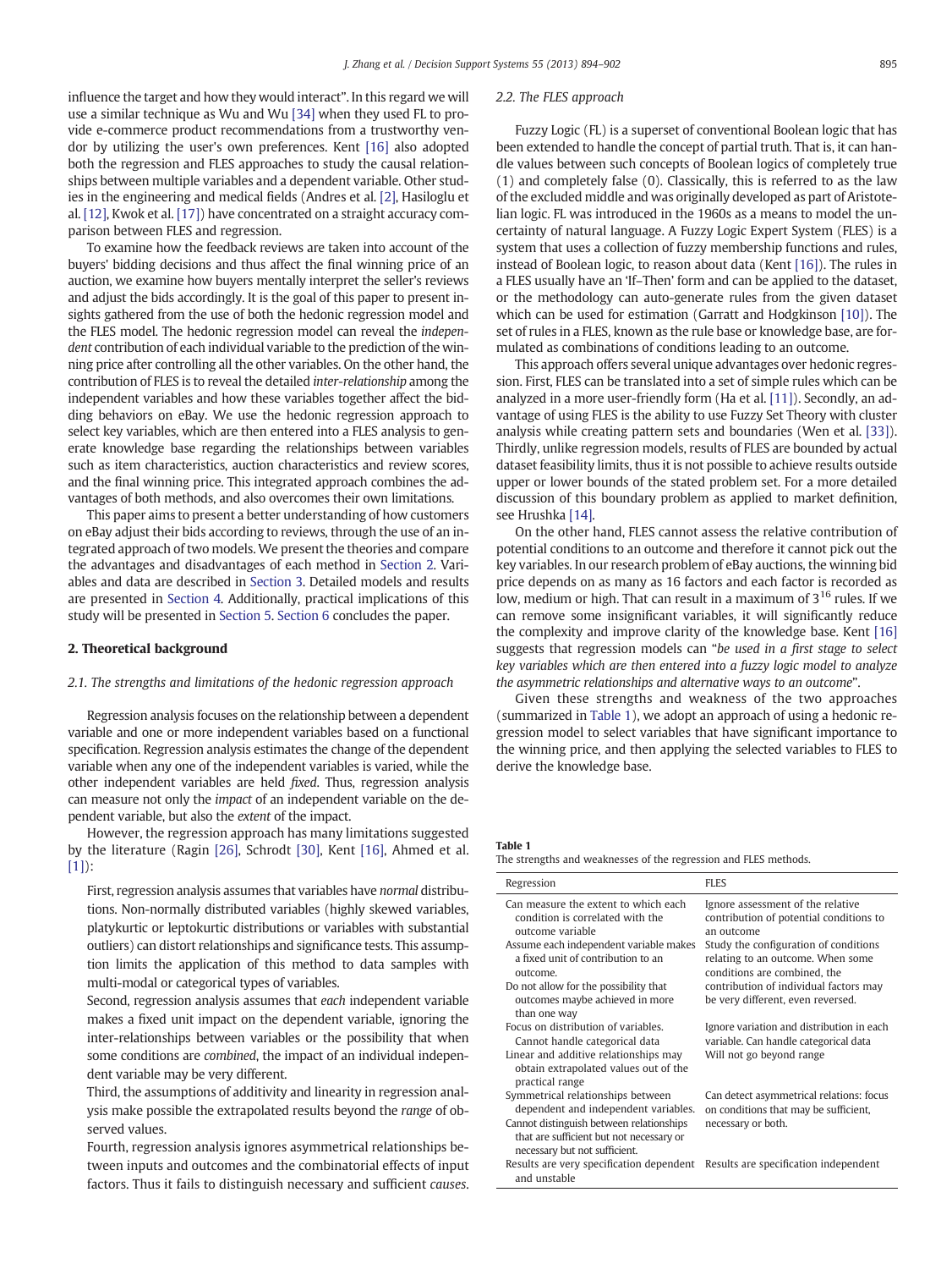influence the target and how they would interact". In this regard we will use a similar technique as Wu and Wu [34] when they used FL to provide e-commerce product recommendations from a trustworthy vendor by utilizing the user's own preferences. Kent [16] also adopted both the regression and FLES approaches to study the causal relationships between multiple variables and a dependent variable. Other studies in the engineering and medical fields (Andres et al. [2], Hasiloglu et al. [12], Kwok et al. [17]) have concentrated on a straight accuracy comparison between FLES and regression.

To examine how the feedback reviews are taken into account of the buyers' bidding decisions and thus affect the final winning price of an auction, we examine how buyers mentally interpret the seller's reviews and adjust the bids accordingly. It is the goal of this paper to present insights gathered from the use of both the hedonic regression model and the FLES model. The hedonic regression model can reveal the *independent* contribution of each individual variable to the prediction of the winning price after controlling all the other variables. On the other hand, the contribution of FLES is to reveal the detailed *inter-relationship* among the independent variables and how these variables together affect the bidding behaviors on eBay. We use the hedonic regression approach to select key variables, which are then entered into a FLES analysis to generate knowledge base regarding the relationships between variables such as item characteristics, auction characteristics and review scores, and the final winning price. This integrated approach combines the advantages of both methods, and also overcomes their own limitations.

This paper aims to present a better understanding of how customers on eBay adjust their bids according to reviews, through the use of an integrated approach of two models. We present the theories and compare the advantages and disadvantages of each method in Section 2. Variables and data are described in Section 3. Detailed models and results are presented in Section 4. Additionally, practical implications of this study will be presented in Section 5. Section 6 concludes the paper.

## 2. Theoretical background

### 2.1. The strengths and limitations of the hedonic regression approach

Regression analysis focuses on the relationship between a dependent variable and one or more independent variables based on a functional specification. Regression analysis estimates the change of the dependent variable when any one of the independent variables is varied, while the other independent variables are held *fixed*. Thus, regression analysis can measure not only the *impact* of an independent variable on the dependent variable, but also the *extent* of the impact.

However, the regression approach has many limitations suggested by the literature (Ragin [26], Schrodt [30], Kent [16], Ahmed et al. [1]):

First, regression analysis assumes that variables have *normal* distributions. Non-normally distributed variables (highly skewed variables, platykurtic or leptokurtic distributions or variables with substantial outliers) can distort relationships and significance tests. This assumption limits the application of this method to data samples with multi-modal or categorical types of variables.

Second, regression analysis assumes that *each* independent variable makes a fixed unit impact on the dependent variable, ignoring the inter-relationships between variables or the possibility that when some conditions are *combined*, the impact of an individual independent variable may be very different.

Third, the assumptions of additivity and linearity in regression analysis make possible the extrapolated results beyond the *range* of observed values.

Fourth, regression analysis ignores asymmetrical relationships between inputs and outcomes and the combinatorial effects of input factors. Thus it fails to distinguish necessary and sufficient *causes*.

### 2.2. The FLES approach

Fuzzy Logic (FL) is a superset of conventional Boolean logic that has been extended to handle the concept of partial truth. That is, it can handle values between such concepts of Boolean logics of completely true (1) and completely false (0). Classically, this is referred to as the law of the excluded middle and was originally developed as part of Aristotelian logic. FL was introduced in the 1960s as a means to model the uncertainty of natural language. A Fuzzy Logic Expert System (FLES) is a system that uses a collection of fuzzy membership functions and rules, instead of Boolean logic, to reason about data (Kent [16]). The rules in a FLES usually have an 'If–Then' form and can be applied to the dataset, or the methodology can auto-generate rules from the given dataset which can be used for estimation (Garratt and Hodgkinson [10]). The set of rules in a FLES, known as the rule base or knowledge base, are formulated as combinations of conditions leading to an outcome.

This approach offers several unique advantages over hedonic regression. First, FLES can be translated into a set of simple rules which can be analyzed in a more user-friendly form (Ha et al. [11]). Secondly, an advantage of using FLES is the ability to use Fuzzy Set Theory with cluster analysis while creating pattern sets and boundaries (Wen et al. [33]). Thirdly, unlike regression models, results of FLES are bounded by actual dataset feasibility limits, thus it is not possible to achieve results outside upper or lower bounds of the stated problem set. For a more detailed discussion of this boundary problem as applied to market definition, see Hrushka [14].

On the other hand, FLES cannot assess the relative contribution of potential conditions to an outcome and therefore it cannot pick out the key variables. In our research problem of eBay auctions, the winning bid price depends on as many as 16 factors and each factor is recorded as low, medium or high. That can result in a maximum of $3^{16}$ rules. If we can remove some insignificant variables, it will significantly reduce the complexity and improve clarity of the knowledge base. Kent [16] suggests that regression models can "*be used in a first stage to select key variables which are then entered into a fuzzy logic model to analyze the asymmetric relationships and alternative ways to an outcome*".

Given these strengths and weakness of the two approaches (summarized in Table 1), we adopt an approach of using a hedonic regression model to select variables that have significant importance to the winning price, and then applying the selected variables to FLES to derive the knowledge base.

**Table 1**
The strengths and weaknesses of the regression and FLES methods.

| Regression | FLES |
|---|---|
| Can measure the extent to which each condition is correlated with the outcome variable | Ignore assessment of the relative contribution of potential conditions to an outcome |
| Assume each independent variable makes a fixed unit of contribution to an outcome. Do not allow for the possibility that outcomes maybe achieved in more than one way | Study the configuration of conditions relating to an outcome. When some conditions are combined, the contribution of individual factors may be very different, even reversed. |
| Focus on distribution of variables. Cannot handle categorical data | Ignore variation and distribution in each variable. Can handle categorical data |
| Linear and additive relationships may obtain extrapolated values out of the practical range | Will not go beyond range |
| Symmetrical relationships between dependent and independent variables. Cannot distinguish between relationships that are sufficient but not necessary or necessary but not sufficient. | Can detect asymmetrical relations: focus on conditions that may be sufficient, necessary or both. |
| Results are very specification dependent and unstable | Results are specification independent |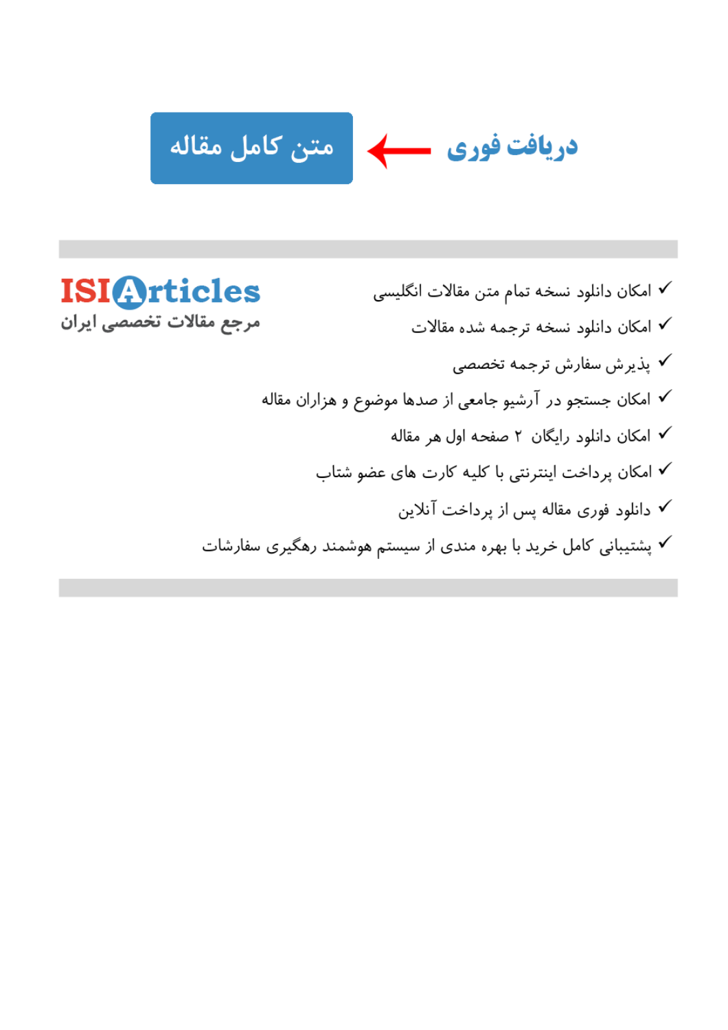دریافت فوری ← **متن کامل مقاله**

**ISIArticles**
مرجع مقالات تخصصی ایران

- ✓ امکان دانلود نسخه تمام متن مقالات انگلیسی
- ✓ امکان دانلود نسخه ترجمه شده مقالات
- ✓ پذیرش سفارش ترجمه تخصصی
- ✓ امکان جستجو در آرشیو جامعی از صدها موضوع و هزاران مقاله
- ✓ امکان دانلود رایگان ۲ صفحه اول هر مقاله
- ✓ امکان پرداخت اینترنتی با کلیه کارت های عضو شتاب
- ✓ دانلود فوری مقاله پس از پرداخت آنلاین
- ✓ پشتیبانی کامل خرید با بهره مندی از سیستم هوشمند رهگیری سفارشات